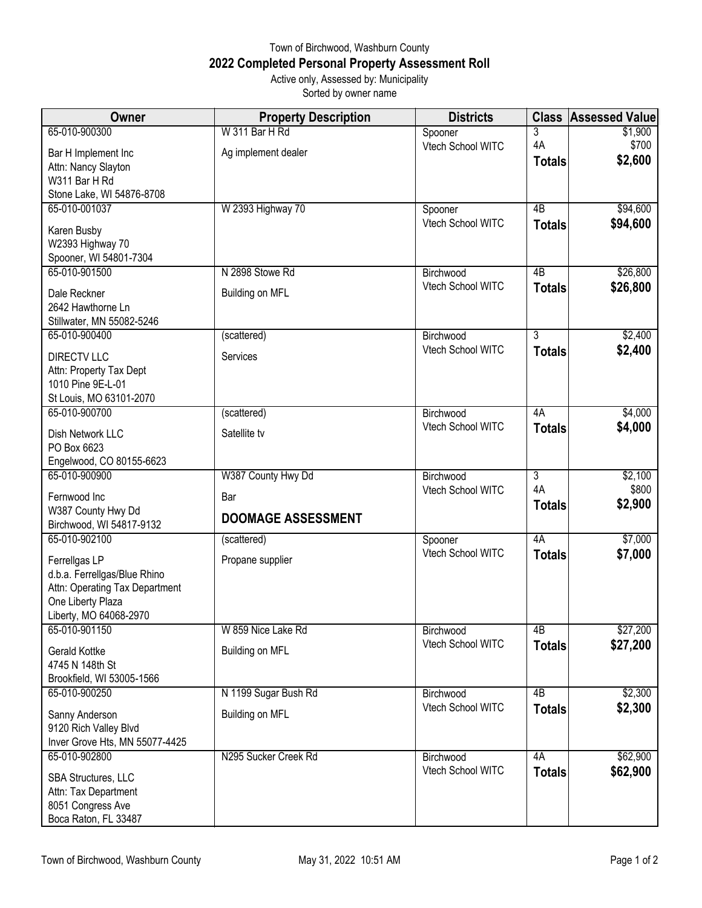Town of Birchwood, Washburn County

# 2022 Completed Personal Property Assessment Roll

Active only, Assessed by: Municipality

Sorted by owner name

| Owner | Property Description | Districts | Class | Assessed Value |
|---|---|---|---|---|
| 65-010-900300<br>Bar H Implement Inc<br>Attn: Nancy Slayton<br>W311 Bar H Rd<br>Stone Lake, WI 54876-8708 | W 311 Bar H Rd<br>Ag implement dealer | Spooner<br>Vtech School WITC | 3<br>4A<br>**Totals** | $1,900<br>$700<br>**$2,600** |
| 65-010-001037<br>Karen Busby<br>W2393 Highway 70<br>Spooner, WI 54801-7304 | W 2393 Highway 70 | Spooner<br>Vtech School WITC | 4B<br>**Totals** | $94,600<br>**$94,600** |
| 65-010-901500<br>Dale Reckner<br>2642 Hawthorne Ln<br>Stillwater, MN 55082-5246 | N 2898 Stowe Rd<br>Building on MFL | Birchwood<br>Vtech School WITC | 4B<br>**Totals** | $26,800<br>**$26,800** |
| 65-010-900400<br>DIRECTV LLC<br>Attn: Property Tax Dept<br>1010 Pine 9E-L-01<br>St Louis, MO 63101-2070 | (scattered)<br>Services | Birchwood<br>Vtech School WITC | 3<br>**Totals** | $2,400<br>**$2,400** |
| 65-010-900700<br>Dish Network LLC<br>PO Box 6623<br>Engelwood, CO 80155-6623 | (scattered)<br>Satellite tv | Birchwood<br>Vtech School WITC | 4A<br>**Totals** | $4,000<br>**$4,000** |
| 65-010-900900<br>Fernwood Inc<br>W387 County Hwy Dd<br>Birchwood, WI 54817-9132 | W387 County Hwy Dd<br>Bar<br>**DOOMAGE ASSESSMENT** | Birchwood<br>Vtech School WITC | 3<br>4A<br>**Totals** | $2,100<br>$800<br>**$2,900** |
| 65-010-902100<br>Ferrellgas LP<br>d.b.a. Ferrellgas/Blue Rhino<br>Attn: Operating Tax Department<br>One Liberty Plaza<br>Liberty, MO 64068-2970 | (scattered)<br>Propane supplier | Spooner<br>Vtech School WITC | 4A<br>**Totals** | $7,000<br>**$7,000** |
| 65-010-901150<br>Gerald Kottke<br>4745 N 148th St<br>Brookfield, WI 53005-1566 | W 859 Nice Lake Rd<br>Building on MFL | Birchwood<br>Vtech School WITC | 4B<br>**Totals** | $27,200<br>**$27,200** |
| 65-010-900250<br>Sanny Anderson<br>9120 Rich Valley Blvd<br>Inver Grove Hts, MN 55077-4425 | N 1199 Sugar Bush Rd<br>Building on MFL | Birchwood<br>Vtech School WITC | 4B<br>**Totals** | $2,300<br>**$2,300** |
| 65-010-902800<br>SBA Structures, LLC<br>Attn: Tax Department<br>8051 Congress Ave<br>Boca Raton, FL 33487 | N295 Sucker Creek Rd | Birchwood<br>Vtech School WITC | 4A<br>**Totals** | $62,900<br>**$62,900** |

Town of Birchwood, Washburn County    May 31, 2022 10:51 AM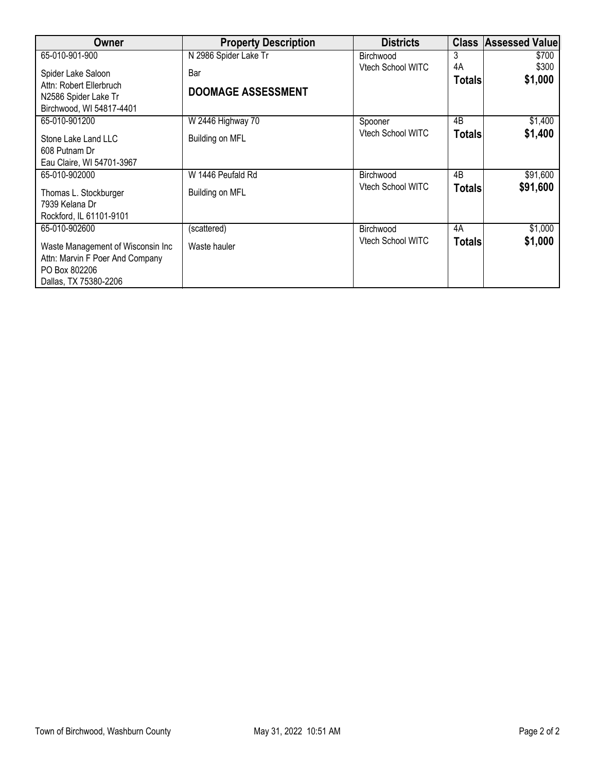| Owner | Property Description | Districts | Class | Assessed Value |
|---|---|---|---|---|
| 65-010-901-900<br>Spider Lake Saloon<br>Attn: Robert Ellerbruch<br>N2586 Spider Lake Tr<br>Birchwood, WI 54817-4401 | N 2986 Spider Lake Tr<br>Bar<br>**DOOMAGE ASSESSMENT** | Birchwood<br>Vtech School WITC | 3<br>4A<br>**Totals** | $700<br>$300<br>**$1,000** |
| 65-010-901200<br>Stone Lake Land LLC<br>608 Putnam Dr<br>Eau Claire, WI 54701-3967 | W 2446 Highway 70<br>Building on MFL | Spooner<br>Vtech School WITC | 4B<br>**Totals** | $1,400<br>**$1,400** |
| 65-010-902000<br>Thomas L. Stockburger<br>7939 Kelana Dr<br>Rockford, IL 61101-9101 | W 1446 Peufald Rd<br>Building on MFL | Birchwood<br>Vtech School WITC | 4B<br>**Totals** | $91,600<br>**$91,600** |
| 65-010-902600<br>Waste Management of Wisconsin Inc<br>Attn: Marvin F Poer And Company<br>PO Box 802206<br>Dallas, TX 75380-2206 | (scattered)<br>Waste hauler | Birchwood<br>Vtech School WITC | 4A<br>**Totals** | $1,000<br>**$1,000** |

Town of Birchwood, Washburn County    May 31, 2022 10:51 AM